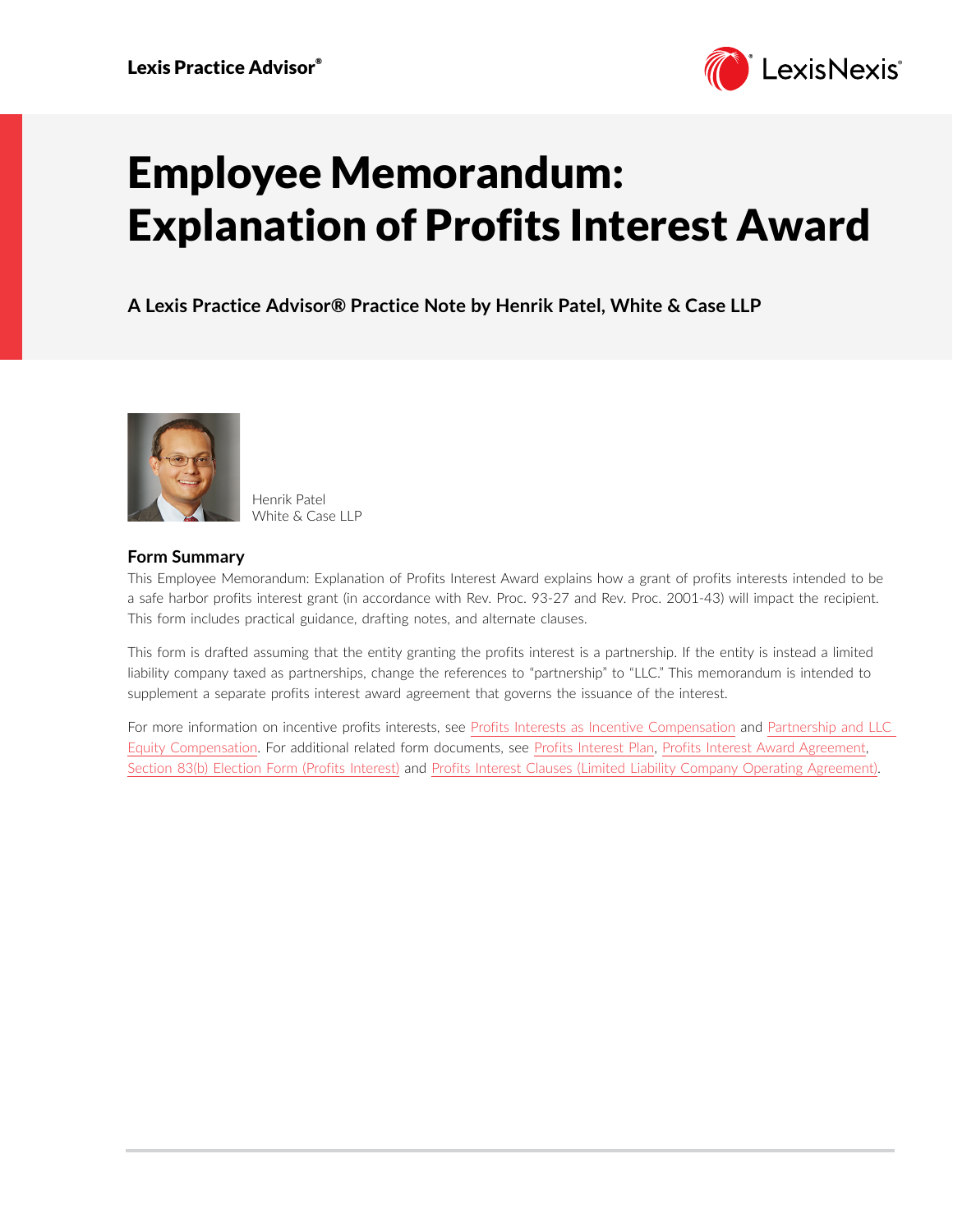Lexis Practice Advisor®

# Employee Memorandum: Explanation of Profits Interest Award

**A Lexis Practice Advisor® Practice Note by Henrik Patel, White & Case LLP**

Henrik Patel
White & Case LLP

## Form Summary

This Employee Memorandum: Explanation of Profits Interest Award explains how a grant of profits interests intended to be a safe harbor profits interest grant (in accordance with Rev. Proc. 93-27 and Rev. Proc. 2001-43) will impact the recipient. This form includes practical guidance, drafting notes, and alternate clauses.

This form is drafted assuming that the entity granting the profits interest is a partnership. If the entity is instead a limited liability company taxed as partnerships, change the references to "partnership" to "LLC." This memorandum is intended to supplement a separate profits interest award agreement that governs the issuance of the interest.

For more information on incentive profits interests, see Profits Interests as Incentive Compensation and Partnership and LLC Equity Compensation. For additional related form documents, see Profits Interest Plan, Profits Interest Award Agreement, Section 83(b) Election Form (Profits Interest) and Profits Interest Clauses (Limited Liability Company Operating Agreement).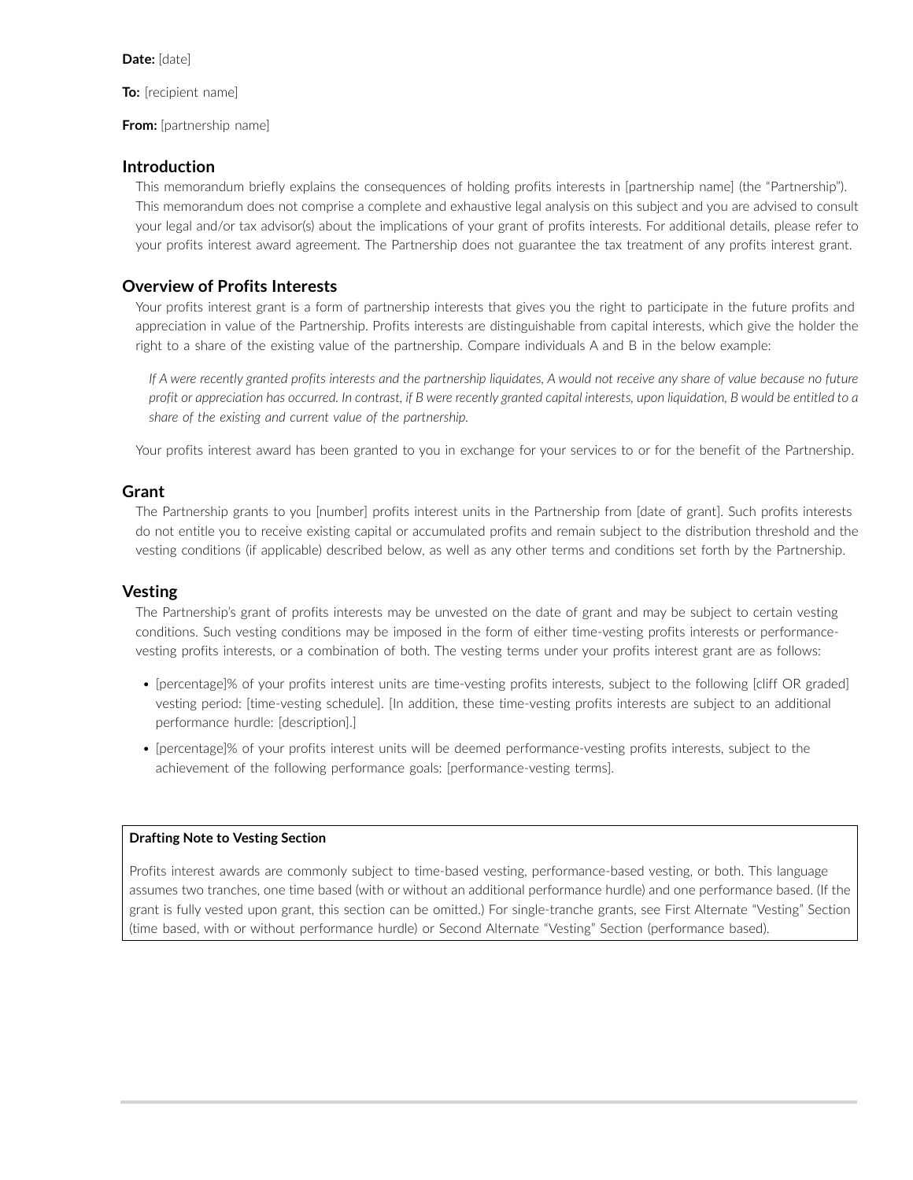**Date:** [date]

**To:** [recipient name]

**From:** [partnership name]

## Introduction

This memorandum briefly explains the consequences of holding profits interests in [partnership name] (the "Partnership"). This memorandum does not comprise a complete and exhaustive legal analysis on this subject and you are advised to consult your legal and/or tax advisor(s) about the implications of your grant of profits interests. For additional details, please refer to your profits interest award agreement. The Partnership does not guarantee the tax treatment of any profits interest grant.

## Overview of Profits Interests

Your profits interest grant is a form of partnership interests that gives you the right to participate in the future profits and appreciation in value of the Partnership. Profits interests are distinguishable from capital interests, which give the holder the right to a share of the existing value of the partnership. Compare individuals A and B in the below example:

*If A were recently granted profits interests and the partnership liquidates, A would not receive any share of value because no future profit or appreciation has occurred. In contrast, if B were recently granted capital interests, upon liquidation, B would be entitled to a share of the existing and current value of the partnership.*

Your profits interest award has been granted to you in exchange for your services to or for the benefit of the Partnership.

## Grant

The Partnership grants to you [number] profits interest units in the Partnership from [date of grant]. Such profits interests do not entitle you to receive existing capital or accumulated profits and remain subject to the distribution threshold and the vesting conditions (if applicable) described below, as well as any other terms and conditions set forth by the Partnership.

## Vesting

The Partnership's grant of profits interests may be unvested on the date of grant and may be subject to certain vesting conditions. Such vesting conditions may be imposed in the form of either time-vesting profits interests or performance-vesting profits interests, or a combination of both. The vesting terms under your profits interest grant are as follows:

- [percentage]% of your profits interest units are time-vesting profits interests, subject to the following [cliff OR graded] vesting period: [time-vesting schedule]. [In addition, these time-vesting profits interests are subject to an additional performance hurdle: [description].]
- [percentage]% of your profits interest units will be deemed performance-vesting profits interests, subject to the achievement of the following performance goals: [performance-vesting terms].

**Drafting Note to Vesting Section**

Profits interest awards are commonly subject to time-based vesting, performance-based vesting, or both. This language assumes two tranches, one time based (with or without an additional performance hurdle) and one performance based. (If the grant is fully vested upon grant, this section can be omitted.) For single-tranche grants, see First Alternate "Vesting" Section (time based, with or without performance hurdle) or Second Alternate "Vesting" Section (performance based).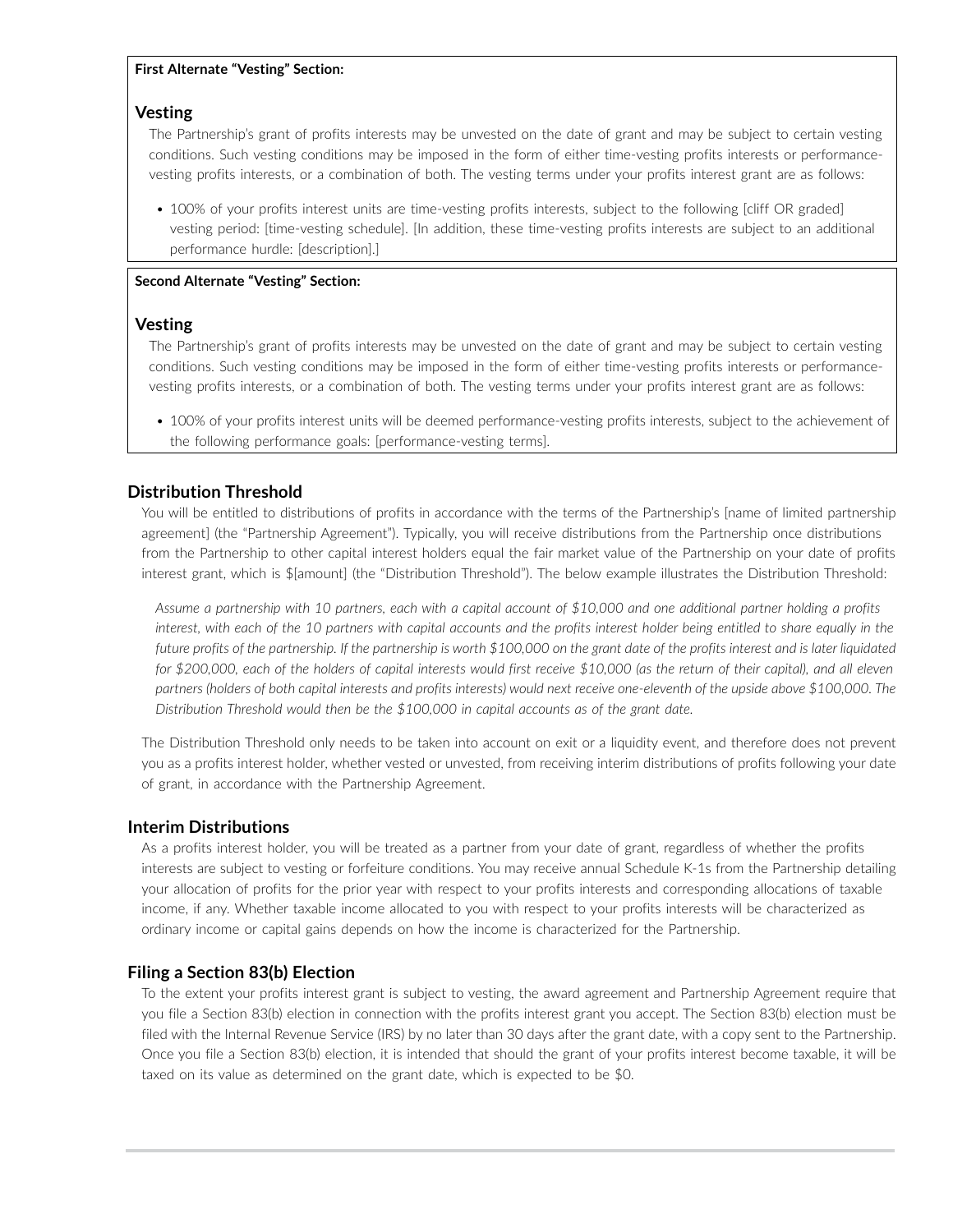**First Alternate "Vesting" Section:**

## Vesting

The Partnership's grant of profits interests may be unvested on the date of grant and may be subject to certain vesting conditions. Such vesting conditions may be imposed in the form of either time-vesting profits interests or performance-vesting profits interests, or a combination of both. The vesting terms under your profits interest grant are as follows:

- 100% of your profits interest units are time-vesting profits interests, subject to the following [cliff OR graded] vesting period: [time-vesting schedule]. [In addition, these time-vesting profits interests are subject to an additional performance hurdle: [description].]

**Second Alternate "Vesting" Section:**

## Vesting

The Partnership's grant of profits interests may be unvested on the date of grant and may be subject to certain vesting conditions. Such vesting conditions may be imposed in the form of either time-vesting profits interests or performance-vesting profits interests, or a combination of both. The vesting terms under your profits interest grant are as follows:

- 100% of your profits interest units will be deemed performance-vesting profits interests, subject to the achievement of the following performance goals: [performance-vesting terms].

## Distribution Threshold

You will be entitled to distributions of profits in accordance with the terms of the Partnership's [name of limited partnership agreement] (the "Partnership Agreement"). Typically, you will receive distributions from the Partnership once distributions from the Partnership to other capital interest holders equal the fair market value of the Partnership on your date of profits interest grant, which is $[amount] (the "Distribution Threshold"). The below example illustrates the Distribution Threshold:

*Assume a partnership with 10 partners, each with a capital account of $10,000 and one additional partner holding a profits interest, with each of the 10 partners with capital accounts and the profits interest holder being entitled to share equally in the future profits of the partnership. If the partnership is worth $100,000 on the grant date of the profits interest and is later liquidated for $200,000, each of the holders of capital interests would first receive $10,000 (as the return of their capital), and all eleven partners (holders of both capital interests and profits interests) would next receive one-eleventh of the upside above $100,000. The Distribution Threshold would then be the $100,000 in capital accounts as of the grant date.*

The Distribution Threshold only needs to be taken into account on exit or a liquidity event, and therefore does not prevent you as a profits interest holder, whether vested or unvested, from receiving interim distributions of profits following your date of grant, in accordance with the Partnership Agreement.

## Interim Distributions

As a profits interest holder, you will be treated as a partner from your date of grant, regardless of whether the profits interests are subject to vesting or forfeiture conditions. You may receive annual Schedule K-1s from the Partnership detailing your allocation of profits for the prior year with respect to your profits interests and corresponding allocations of taxable income, if any. Whether taxable income allocated to you with respect to your profits interests will be characterized as ordinary income or capital gains depends on how the income is characterized for the Partnership.

## Filing a Section 83(b) Election

To the extent your profits interest grant is subject to vesting, the award agreement and Partnership Agreement require that you file a Section 83(b) election in connection with the profits interest grant you accept. The Section 83(b) election must be filed with the Internal Revenue Service (IRS) by no later than 30 days after the grant date, with a copy sent to the Partnership. Once you file a Section 83(b) election, it is intended that should the grant of your profits interest become taxable, it will be taxed on its value as determined on the grant date, which is expected to be $0.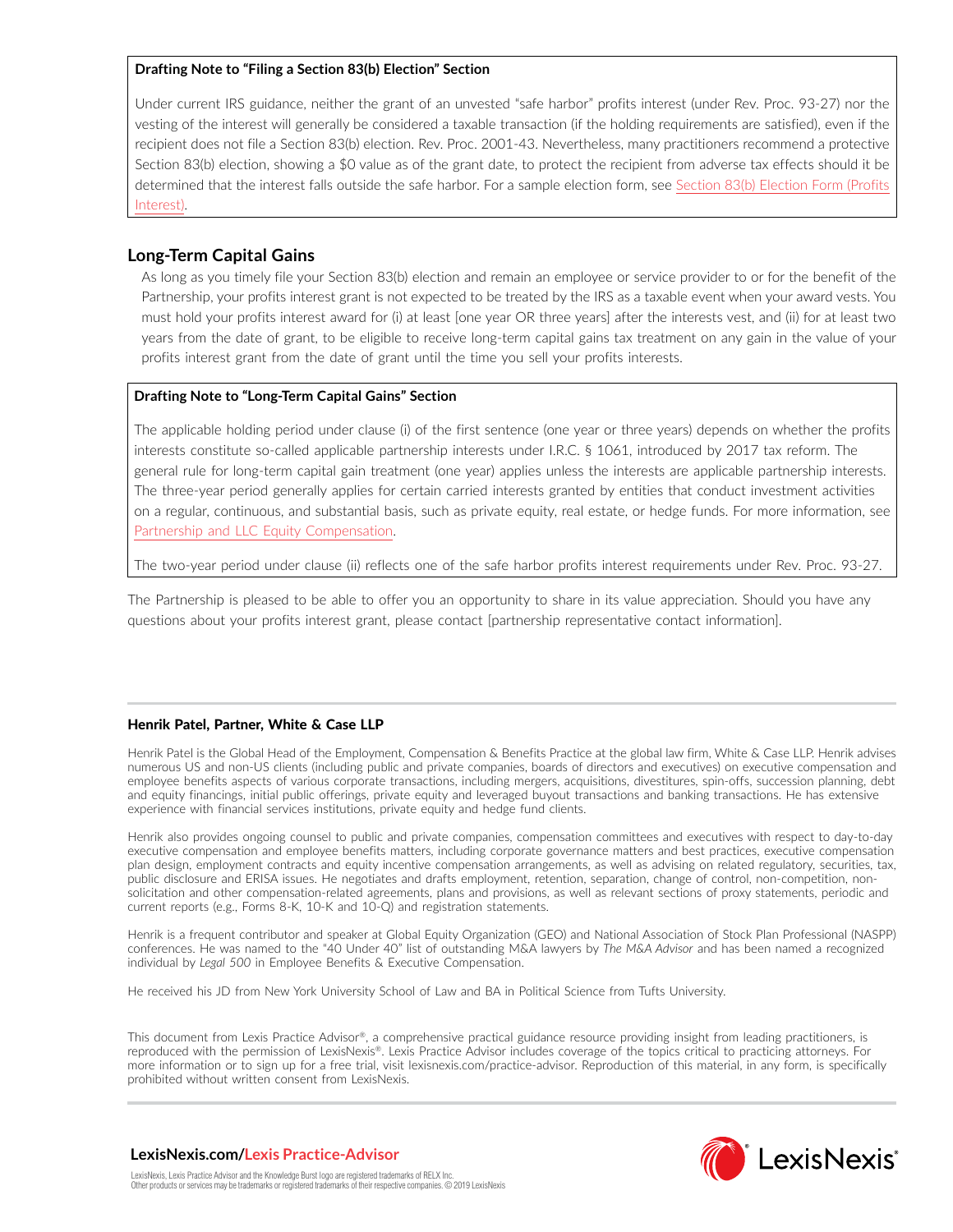**Drafting Note to "Filing a Section 83(b) Election" Section**

Under current IRS guidance, neither the grant of an unvested "safe harbor" profits interest (under Rev. Proc. 93-27) nor the vesting of the interest will generally be considered a taxable transaction (if the holding requirements are satisfied), even if the recipient does not file a Section 83(b) election. Rev. Proc. 2001-43. Nevertheless, many practitioners recommend a protective Section 83(b) election, showing a $0 value as of the grant date, to protect the recipient from adverse tax effects should it be determined that the interest falls outside the safe harbor. For a sample election form, see Section 83(b) Election Form (Profits Interest).

## Long-Term Capital Gains

As long as you timely file your Section 83(b) election and remain an employee or service provider to or for the benefit of the Partnership, your profits interest grant is not expected to be treated by the IRS as a taxable event when your award vests. You must hold your profits interest award for (i) at least [one year OR three years] after the interests vest, and (ii) for at least two years from the date of grant, to be eligible to receive long-term capital gains tax treatment on any gain in the value of your profits interest grant from the date of grant until the time you sell your profits interests.

**Drafting Note to "Long-Term Capital Gains" Section**

The applicable holding period under clause (i) of the first sentence (one year or three years) depends on whether the profits interests constitute so-called applicable partnership interests under I.R.C. § 1061, introduced by 2017 tax reform. The general rule for long-term capital gain treatment (one year) applies unless the interests are applicable partnership interests. The three-year period generally applies for certain carried interests granted by entities that conduct investment activities on a regular, continuous, and substantial basis, such as private equity, real estate, or hedge funds. For more information, see Partnership and LLC Equity Compensation.

The two-year period under clause (ii) reflects one of the safe harbor profits interest requirements under Rev. Proc. 93-27.

The Partnership is pleased to be able to offer you an opportunity to share in its value appreciation. Should you have any questions about your profits interest grant, please contact [partnership representative contact information].

---

**Henrik Patel, Partner, White & Case LLP**

Henrik Patel is the Global Head of the Employment, Compensation & Benefits Practice at the global law firm, White & Case LLP. Henrik advises numerous US and non-US clients (including public and private companies, boards of directors and executives) on executive compensation and employee benefits aspects of various corporate transactions, including mergers, acquisitions, divestitures, spin-offs, succession planning, debt and equity financings, initial public offerings, private equity and leveraged buyout transactions and banking transactions. He has extensive experience with financial services institutions, private equity and hedge fund clients.

Henrik also provides ongoing counsel to public and private companies, compensation committees and executives with respect to day-to-day executive compensation and employee benefits matters, including corporate governance matters and best practices, executive compensation plan design, employment contracts and equity incentive compensation arrangements, as well as advising on related regulatory, securities, tax, public disclosure and ERISA issues. He negotiates and drafts employment, retention, separation, change of control, non-competition, non-solicitation and other compensation-related agreements, plans and provisions, as well as relevant sections of proxy statements, periodic and current reports (e.g., Forms 8-K, 10-K and 10-Q) and registration statements.

Henrik is a frequent contributor and speaker at Global Equity Organization (GEO) and National Association of Stock Plan Professional (NASPP) conferences. He was named to the "40 Under 40" list of outstanding M&A lawyers by *The M&A Advisor* and has been named a recognized individual by *Legal 500* in Employee Benefits & Executive Compensation.

He received his JD from New York University School of Law and BA in Political Science from Tufts University.

This document from Lexis Practice Advisor®, a comprehensive practical guidance resource providing insight from leading practitioners, is reproduced with the permission of LexisNexis®. Lexis Practice Advisor includes coverage of the topics critical to practicing attorneys. For more information or to sign up for a free trial, visit lexisnexis.com/practice-advisor. Reproduction of this material, in any form, is specifically prohibited without written consent from LexisNexis.

---

**LexisNexis.com/Lexis Practice-Advisor**

LexisNexis, Lexis Practice Advisor and the Knowledge Burst logo are registered trademarks of RELX Inc.
Other products or services may be trademarks or registered trademarks of their respective companies. © 2019 LexisNexis